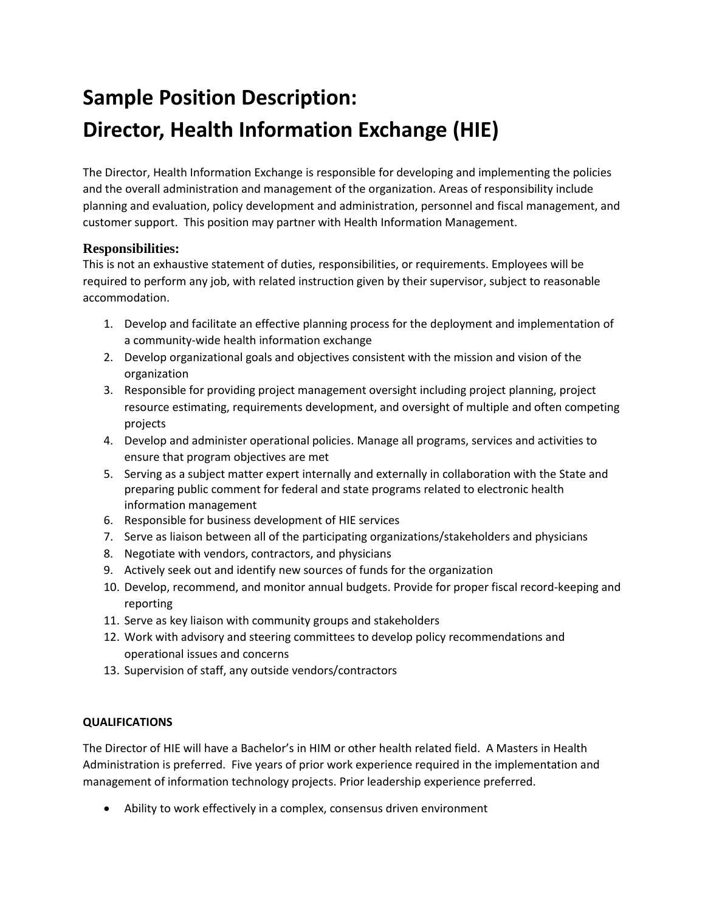# Sample Position Description:
# Director, Health Information Exchange (HIE)

The Director, Health Information Exchange is responsible for developing and implementing the policies and the overall administration and management of the organization. Areas of responsibility include planning and evaluation, policy development and administration, personnel and fiscal management, and customer support. This position may partner with Health Information Management.

### Responsibilities:

This is not an exhaustive statement of duties, responsibilities, or requirements. Employees will be required to perform any job, with related instruction given by their supervisor, subject to reasonable accommodation.

1. Develop and facilitate an effective planning process for the deployment and implementation of a community-wide health information exchange
2. Develop organizational goals and objectives consistent with the mission and vision of the organization
3. Responsible for providing project management oversight including project planning, project resource estimating, requirements development, and oversight of multiple and often competing projects
4. Develop and administer operational policies. Manage all programs, services and activities to ensure that program objectives are met
5. Serving as a subject matter expert internally and externally in collaboration with the State and preparing public comment for federal and state programs related to electronic health information management
6. Responsible for business development of HIE services
7. Serve as liaison between all of the participating organizations/stakeholders and physicians
8. Negotiate with vendors, contractors, and physicians
9. Actively seek out and identify new sources of funds for the organization
10. Develop, recommend, and monitor annual budgets. Provide for proper fiscal record-keeping and reporting
11. Serve as key liaison with community groups and stakeholders
12. Work with advisory and steering committees to develop policy recommendations and operational issues and concerns
13. Supervision of staff, any outside vendors/contractors

**QUALIFICATIONS**

The Director of HIE will have a Bachelor's in HIM or other health related field. A Masters in Health Administration is preferred. Five years of prior work experience required in the implementation and management of information technology projects. Prior leadership experience preferred.

- Ability to work effectively in a complex, consensus driven environment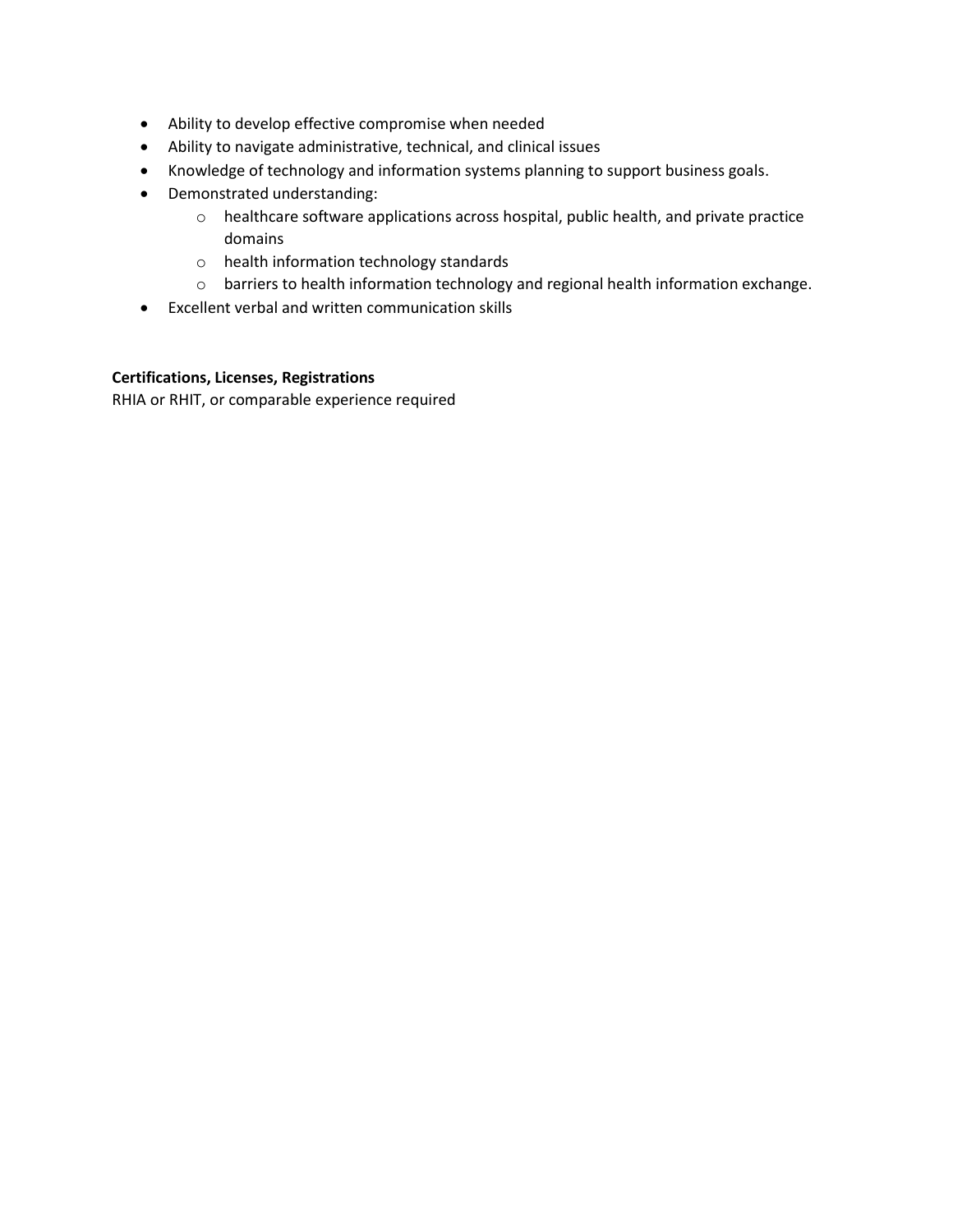- Ability to develop effective compromise when needed
- Ability to navigate administrative, technical, and clinical issues
- Knowledge of technology and information systems planning to support business goals.
- Demonstrated understanding:
    - healthcare software applications across hospital, public health, and private practice domains
    - health information technology standards
    - barriers to health information technology and regional health information exchange.
- Excellent verbal and written communication skills

**Certifications, Licenses, Registrations**

RHIA or RHIT, or comparable experience required